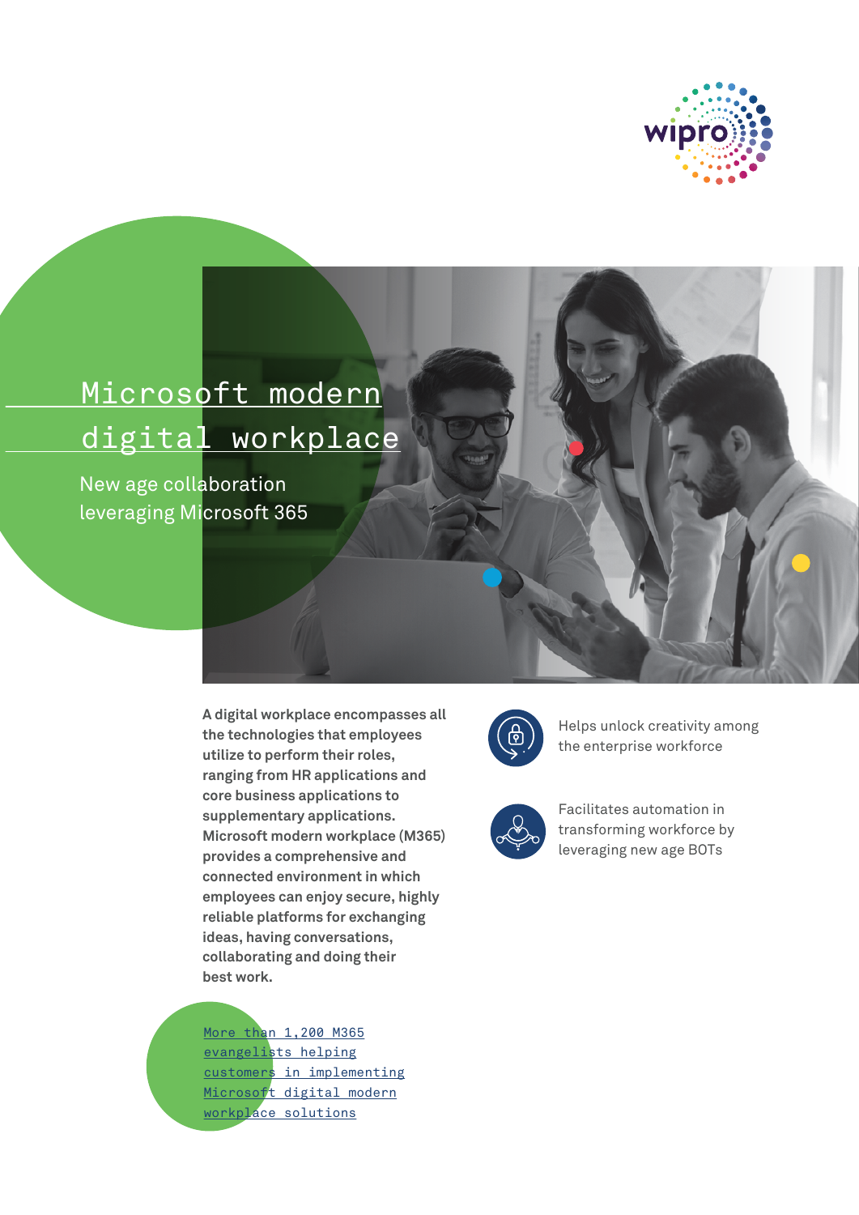# Microsoft modern digital workplace

New age collaboration leveraging Microsoft 365

**A digital workplace encompasses all the technologies that employees utilize to perform their roles, ranging from HR applications and core business applications to supplementary applications. Microsoft modern workplace (M365) provides a comprehensive and connected environment in which employees can enjoy secure, highly reliable platforms for exchanging ideas, having conversations, collaborating and doing their best work.**

More than 1,200 M365 evangelists helping customers in implementing Microsoft digital modern workplace solutions

Helps unlock creativity among the enterprise workforce

Facilitates automation in transforming workforce by leveraging new age BOTs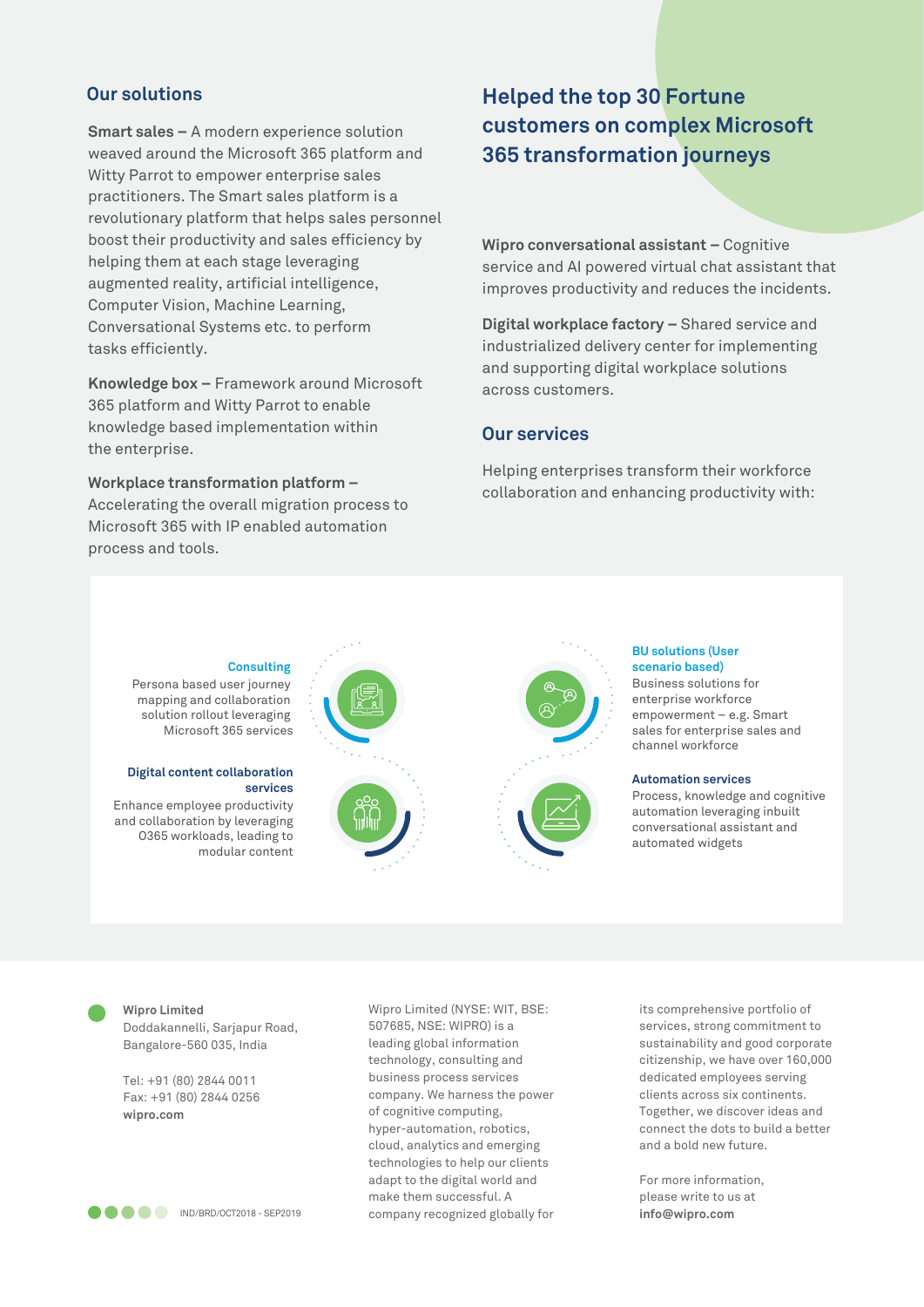## Our solutions

**Smart sales –** A modern experience solution weaved around the Microsoft 365 platform and Witty Parrot to empower enterprise sales practitioners. The Smart sales platform is a revolutionary platform that helps sales personnel boost their productivity and sales efficiency by helping them at each stage leveraging augmented reality, artificial intelligence, Computer Vision, Machine Learning, Conversational Systems etc. to perform tasks efficiently.

**Knowledge box –** Framework around Microsoft 365 platform and Witty Parrot to enable knowledge based implementation within the enterprise.

**Workplace transformation platform –** Accelerating the overall migration process to Microsoft 365 with IP enabled automation process and tools.

## Helped the top 30 Fortune customers on complex Microsoft 365 transformation journeys

**Wipro conversational assistant –** Cognitive service and AI powered virtual chat assistant that improves productivity and reduces the incidents.

**Digital workplace factory –** Shared service and industrialized delivery center for implementing and supporting digital workplace solutions across customers.

## Our services

Helping enterprises transform their workforce collaboration and enhancing productivity with:

**Consulting**
Persona based user journey mapping and collaboration solution rollout leveraging Microsoft 365 services

**Digital content collaboration services**
Enhance employee productivity and collaboration by leveraging O365 workloads, leading to modular content

**BU solutions (User scenario based)**
Business solutions for enterprise workforce empowerment – e.g. Smart sales for enterprise sales and channel workforce

**Automation services**
Process, knowledge and cognitive automation leveraging inbuilt conversational assistant and automated widgets

**Wipro Limited**
Doddakannelli, Sarjapur Road,
Bangalore-560 035, India

Tel: +91 (80) 2844 0011
Fax: +91 (80) 2844 0256
**wipro.com**

Wipro Limited (NYSE: WIT, BSE: 507685, NSE: WIPRO) is a leading global information technology, consulting and business process services company. We harness the power of cognitive computing, hyper-automation, robotics, cloud, analytics and emerging technologies to help our clients adapt to the digital world and make them successful. A company recognized globally for its comprehensive portfolio of services, strong commitment to sustainability and good corporate citizenship, we have over 160,000 dedicated employees serving clients across six continents. Together, we discover ideas and connect the dots to build a better and a bold new future.

For more information, please write to us at **info@wipro.com**

IND/BRD/OCT2018 - SEP2019